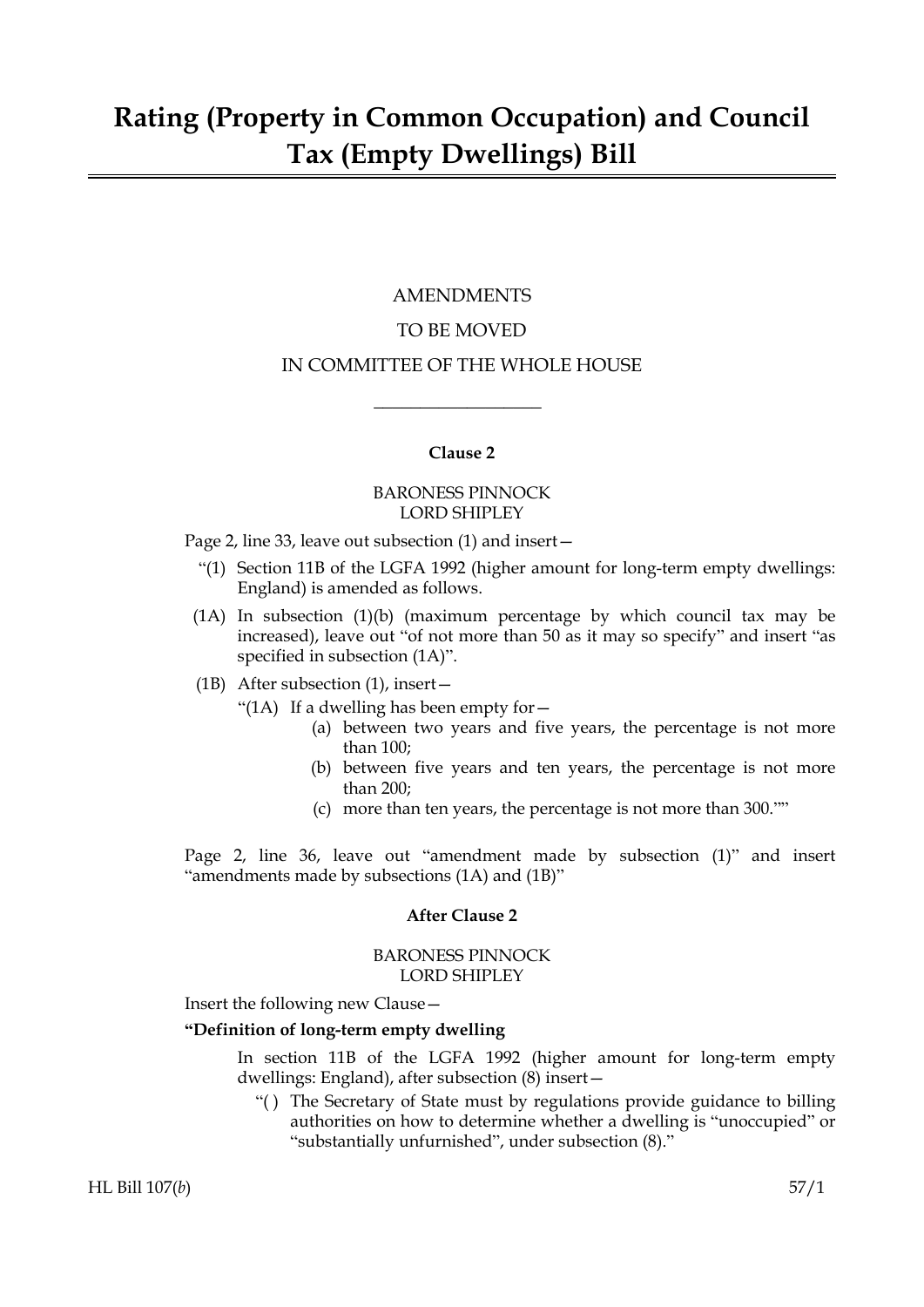# Rating (Property in Common Occupation) and Council Tax (Empty Dwellings) Bill

AMENDMENTS

TO BE MOVED

IN COMMITTEE OF THE WHOLE HOUSE

---

**Clause 2**

BARONESS PINNOCK
LORD SHIPLEY

Page 2, line 33, leave out subsection (1) and insert—

"(1) Section 11B of the LGFA 1992 (higher amount for long-term empty dwellings: England) is amended as follows.

(1A) In subsection (1)(b) (maximum percentage by which council tax may be increased), leave out "of not more than 50 as it may so specify" and insert "as specified in subsection (1A)".

(1B) After subsection (1), insert—

"(1A) If a dwelling has been empty for—

(a) between two years and five years, the percentage is not more than 100;

(b) between five years and ten years, the percentage is not more than 200;

(c) more than ten years, the percentage is not more than 300.""

Page 2, line 36, leave out "amendment made by subsection (1)" and insert "amendments made by subsections (1A) and (1B)"

**After Clause 2**

BARONESS PINNOCK
LORD SHIPLEY

Insert the following new Clause—

**"Definition of long-term empty dwelling**

In section 11B of the LGFA 1992 (higher amount for long-term empty dwellings: England), after subsection (8) insert—

"( ) The Secretary of State must by regulations provide guidance to billing authorities on how to determine whether a dwelling is "unoccupied" or "substantially unfurnished", under subsection (8).""

HL Bill 107(*b*) 57/1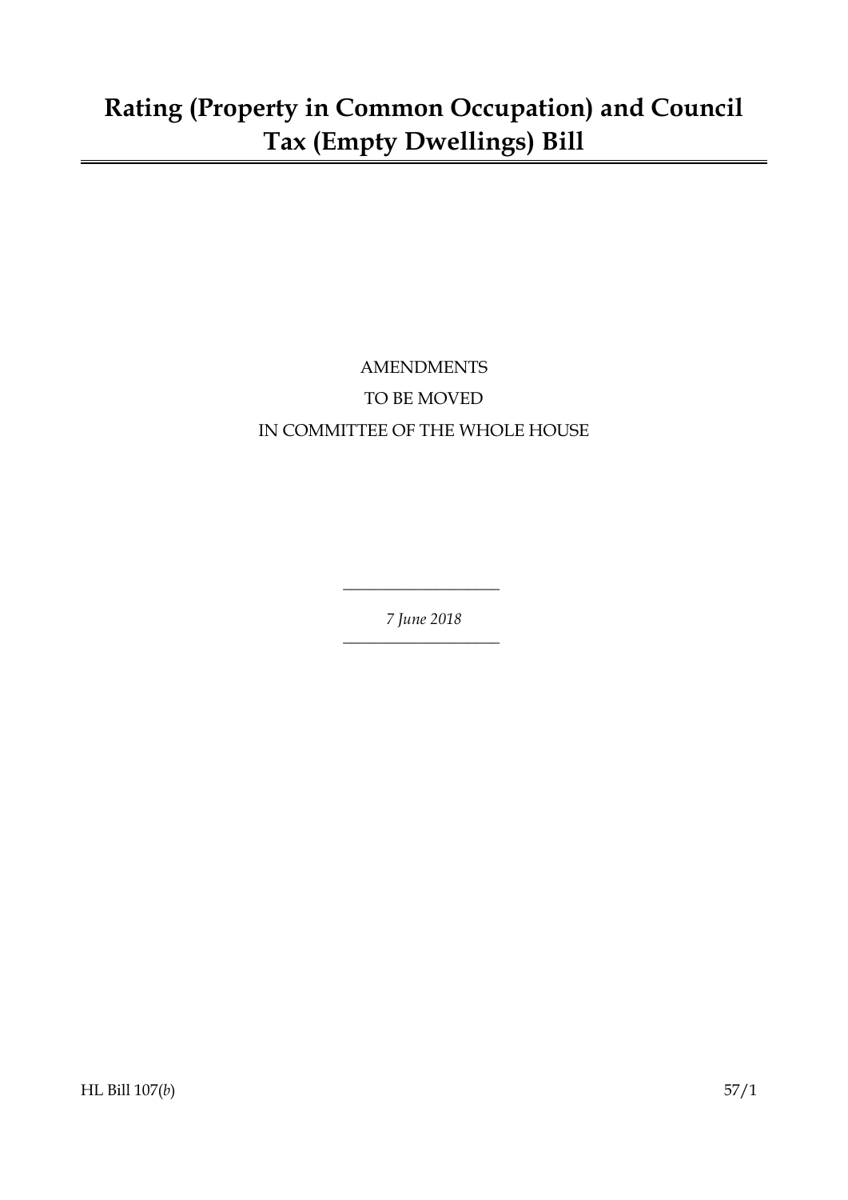# Rating (Property in Common Occupation) and Council Tax (Empty Dwellings) Bill

AMENDMENTS

TO BE MOVED

IN COMMITTEE OF THE WHOLE HOUSE

---

*7 June 2018*

---

HL Bill 107(*b*) 57/1